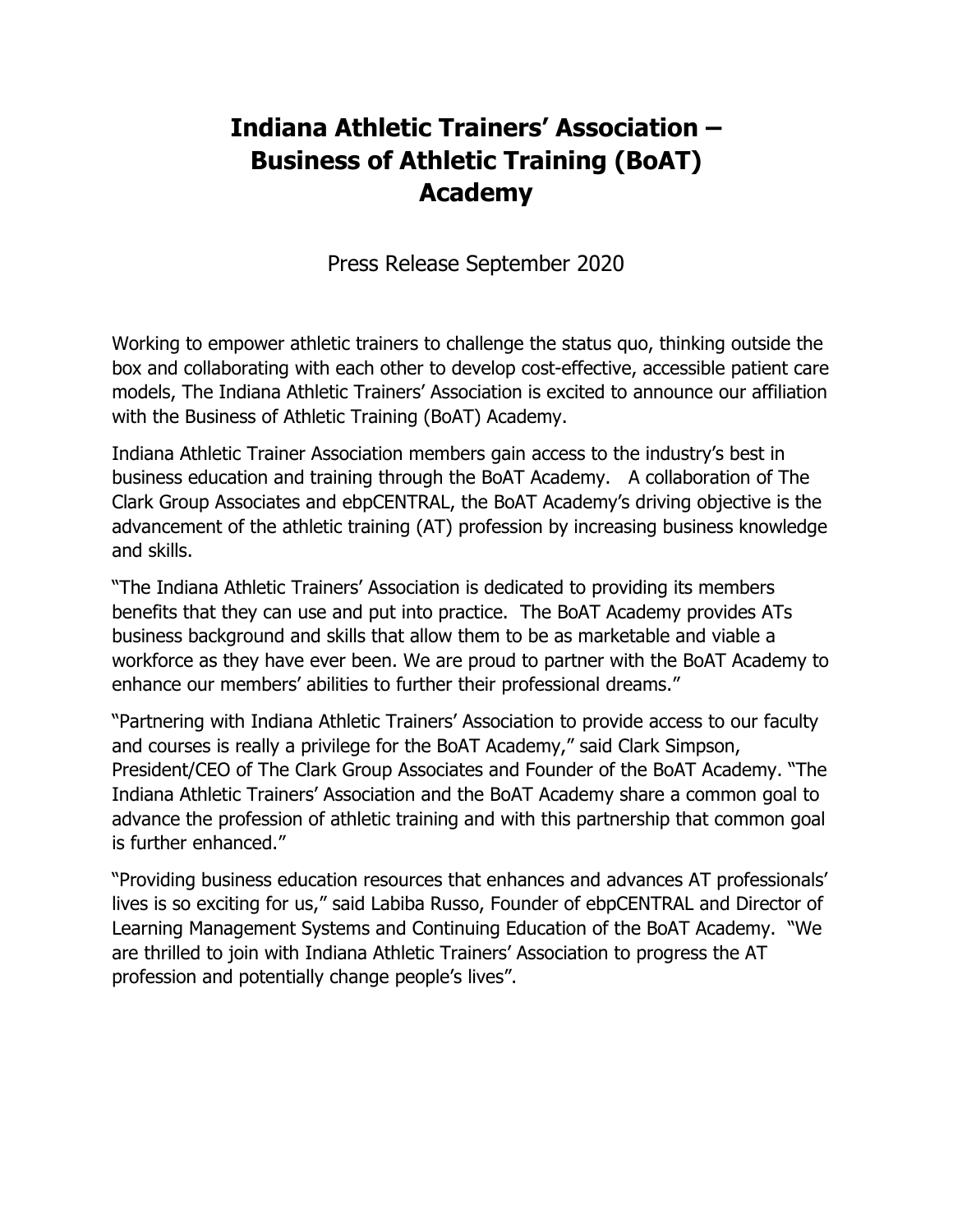# Indiana Athletic Trainers' Association – Business of Athletic Training (BoAT) Academy

Press Release September 2020

Working to empower athletic trainers to challenge the status quo, thinking outside the box and collaborating with each other to develop cost-effective, accessible patient care models, The Indiana Athletic Trainers' Association is excited to announce our affiliation with the Business of Athletic Training (BoAT) Academy.

Indiana Athletic Trainer Association members gain access to the industry's best in business education and training through the BoAT Academy. A collaboration of The Clark Group Associates and ebpCENTRAL, the BoAT Academy's driving objective is the advancement of the athletic training (AT) profession by increasing business knowledge and skills.

"The Indiana Athletic Trainers' Association is dedicated to providing its members benefits that they can use and put into practice. The BoAT Academy provides ATs business background and skills that allow them to be as marketable and viable a workforce as they have ever been. We are proud to partner with the BoAT Academy to enhance our members' abilities to further their professional dreams."

"Partnering with Indiana Athletic Trainers' Association to provide access to our faculty and courses is really a privilege for the BoAT Academy," said Clark Simpson, President/CEO of The Clark Group Associates and Founder of the BoAT Academy. "The Indiana Athletic Trainers' Association and the BoAT Academy share a common goal to advance the profession of athletic training and with this partnership that common goal is further enhanced."

"Providing business education resources that enhances and advances AT professionals' lives is so exciting for us," said Labiba Russo, Founder of ebpCENTRAL and Director of Learning Management Systems and Continuing Education of the BoAT Academy. "We are thrilled to join with Indiana Athletic Trainers' Association to progress the AT profession and potentially change people's lives".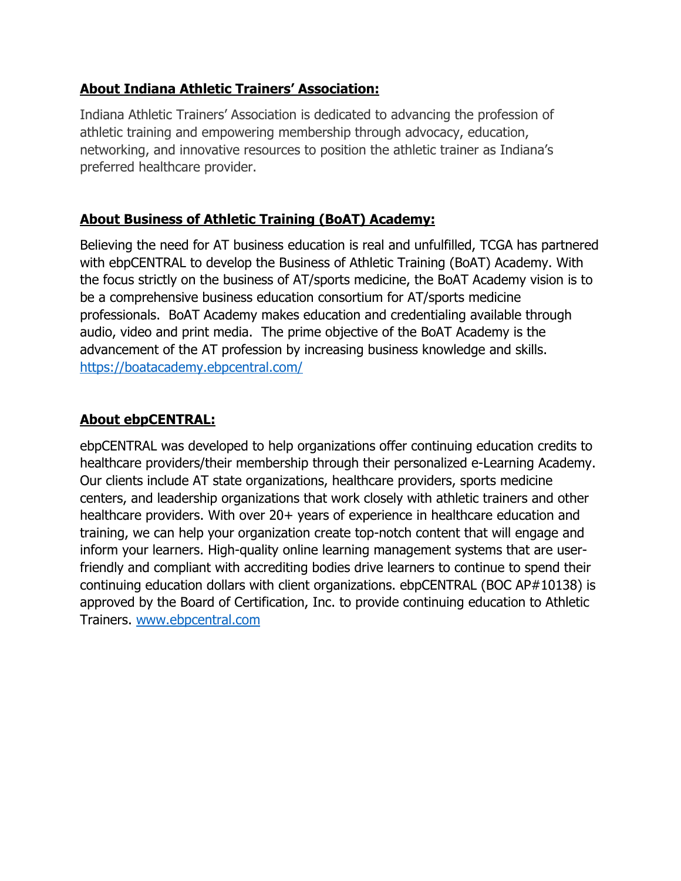**About Indiana Athletic Trainers' Association:**

Indiana Athletic Trainers' Association is dedicated to advancing the profession of athletic training and empowering membership through advocacy, education, networking, and innovative resources to position the athletic trainer as Indiana's preferred healthcare provider.

**About Business of Athletic Training (BoAT) Academy:**

Believing the need for AT business education is real and unfulfilled, TCGA has partnered with ebpCENTRAL to develop the Business of Athletic Training (BoAT) Academy. With the focus strictly on the business of AT/sports medicine, the BoAT Academy vision is to be a comprehensive business education consortium for AT/sports medicine professionals. BoAT Academy makes education and credentialing available through audio, video and print media. The prime objective of the BoAT Academy is the advancement of the AT profession by increasing business knowledge and skills. https://boatacademy.ebpcentral.com/

**About ebpCENTRAL:**

ebpCENTRAL was developed to help organizations offer continuing education credits to healthcare providers/their membership through their personalized e-Learning Academy. Our clients include AT state organizations, healthcare providers, sports medicine centers, and leadership organizations that work closely with athletic trainers and other healthcare providers. With over 20+ years of experience in healthcare education and training, we can help your organization create top-notch content that will engage and inform your learners. High-quality online learning management systems that are user-friendly and compliant with accrediting bodies drive learners to continue to spend their continuing education dollars with client organizations. ebpCENTRAL (BOC AP#10138) is approved by the Board of Certification, Inc. to provide continuing education to Athletic Trainers. www.ebpcentral.com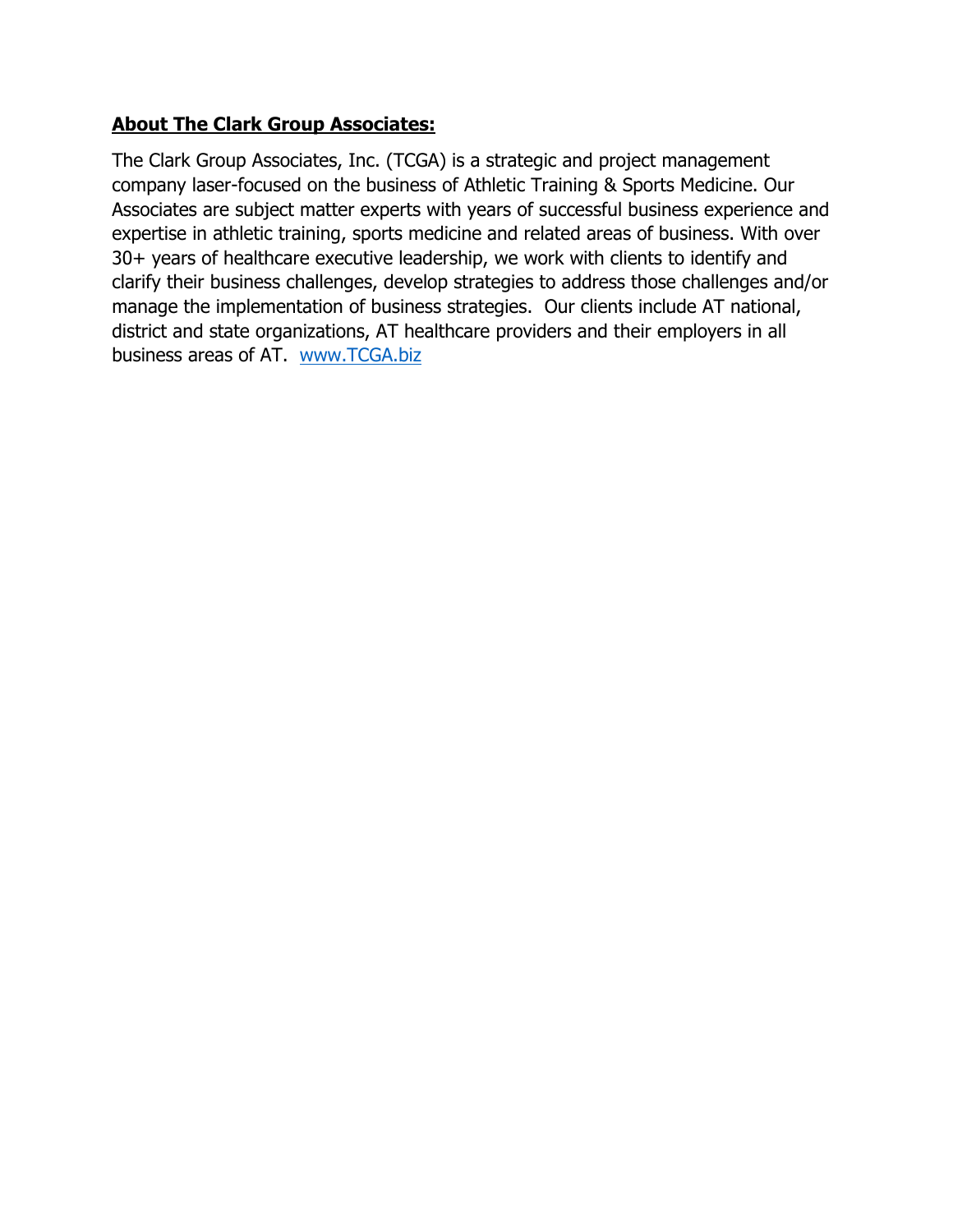**About The Clark Group Associates:**

The Clark Group Associates, Inc. (TCGA) is a strategic and project management company laser-focused on the business of Athletic Training & Sports Medicine. Our Associates are subject matter experts with years of successful business experience and expertise in athletic training, sports medicine and related areas of business. With over 30+ years of healthcare executive leadership, we work with clients to identify and clarify their business challenges, develop strategies to address those challenges and/or manage the implementation of business strategies. Our clients include AT national, district and state organizations, AT healthcare providers and their employers in all business areas of AT. [www.TCGA.biz](http://www.TCGA.biz)